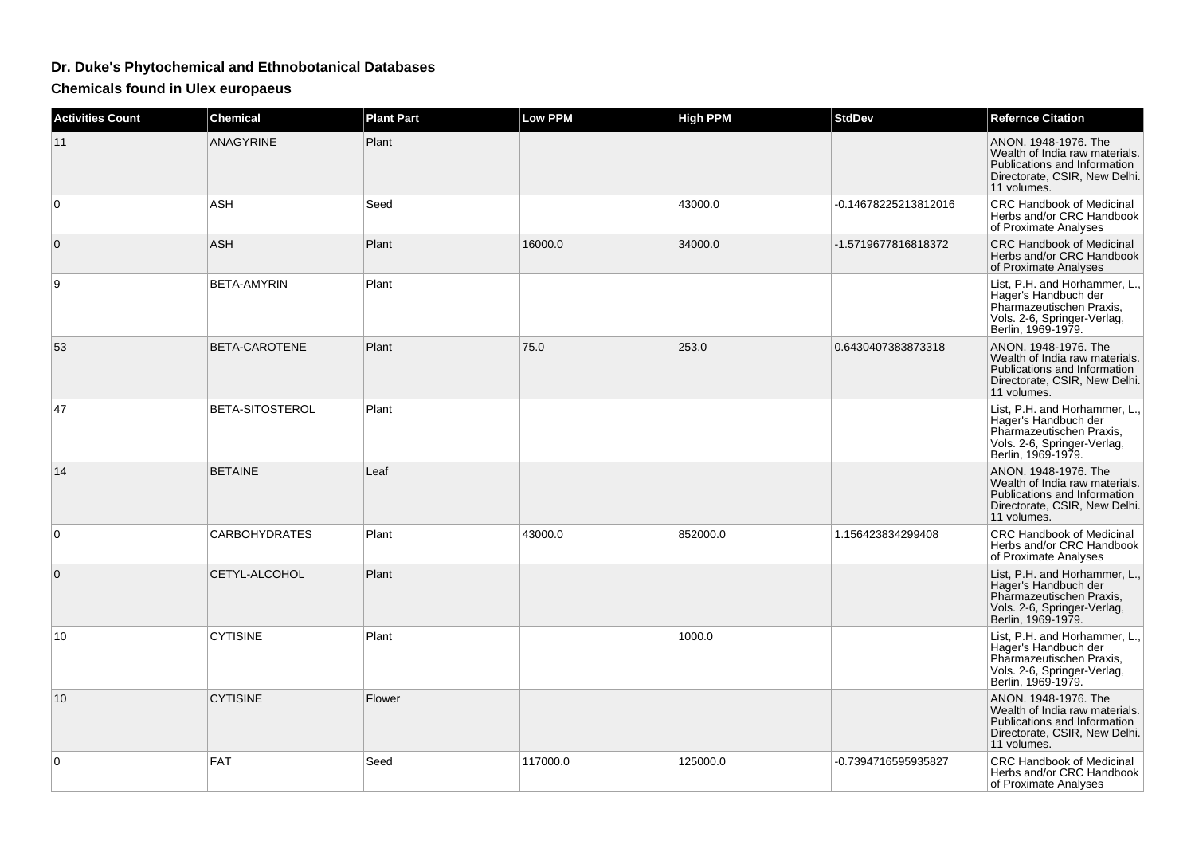# Dr. Duke's Phytochemical and Ethnobotanical Databases

## Chemicals found in Ulex europaeus

| Activities Count | Chemical | Plant Part | Low PPM | High PPM | StdDev | Refernce Citation |
|---|---|---|---|---|---|---|
| 11 | ANAGYRINE | Plant | | | | ANON. 1948-1976. The Wealth of India raw materials. Publications and Information Directorate, CSIR, New Delhi. 11 volumes. |
| 0 | ASH | Seed | | 43000.0 | -0.14678225213812016 | CRC Handbook of Medicinal Herbs and/or CRC Handbook of Proximate Analyses |
| 0 | ASH | Plant | 16000.0 | 34000.0 | -1.5719677816818372 | CRC Handbook of Medicinal Herbs and/or CRC Handbook of Proximate Analyses |
| 9 | BETA-AMYRIN | Plant | | | | List, P.H. and Horhammer, L., Hager's Handbuch der Pharmazeutischen Praxis, Vols. 2-6, Springer-Verlag, Berlin, 1969-1979. |
| 53 | BETA-CAROTENE | Plant | 75.0 | 253.0 | 0.6430407383873318 | ANON. 1948-1976. The Wealth of India raw materials. Publications and Information Directorate, CSIR, New Delhi. 11 volumes. |
| 47 | BETA-SITOSTEROL | Plant | | | | List, P.H. and Horhammer, L., Hager's Handbuch der Pharmazeutischen Praxis, Vols. 2-6, Springer-Verlag, Berlin, 1969-1979. |
| 14 | BETAINE | Leaf | | | | ANON. 1948-1976. The Wealth of India raw materials. Publications and Information Directorate, CSIR, New Delhi. 11 volumes. |
| 0 | CARBOHYDRATES | Plant | 43000.0 | 852000.0 | 1.156423834299408 | CRC Handbook of Medicinal Herbs and/or CRC Handbook of Proximate Analyses |
| 0 | CETYL-ALCOHOL | Plant | | | | List, P.H. and Horhammer, L., Hager's Handbuch der Pharmazeutischen Praxis, Vols. 2-6, Springer-Verlag, Berlin, 1969-1979. |
| 10 | CYTISINE | Plant | | 1000.0 | | List, P.H. and Horhammer, L., Hager's Handbuch der Pharmazeutischen Praxis, Vols. 2-6, Springer-Verlag, Berlin, 1969-1979. |
| 10 | CYTISINE | Flower | | | | ANON. 1948-1976. The Wealth of India raw materials. Publications and Information Directorate, CSIR, New Delhi. 11 volumes. |
| 0 | FAT | Seed | 117000.0 | 125000.0 | -0.7394716595935827 | CRC Handbook of Medicinal Herbs and/or CRC Handbook of Proximate Analyses |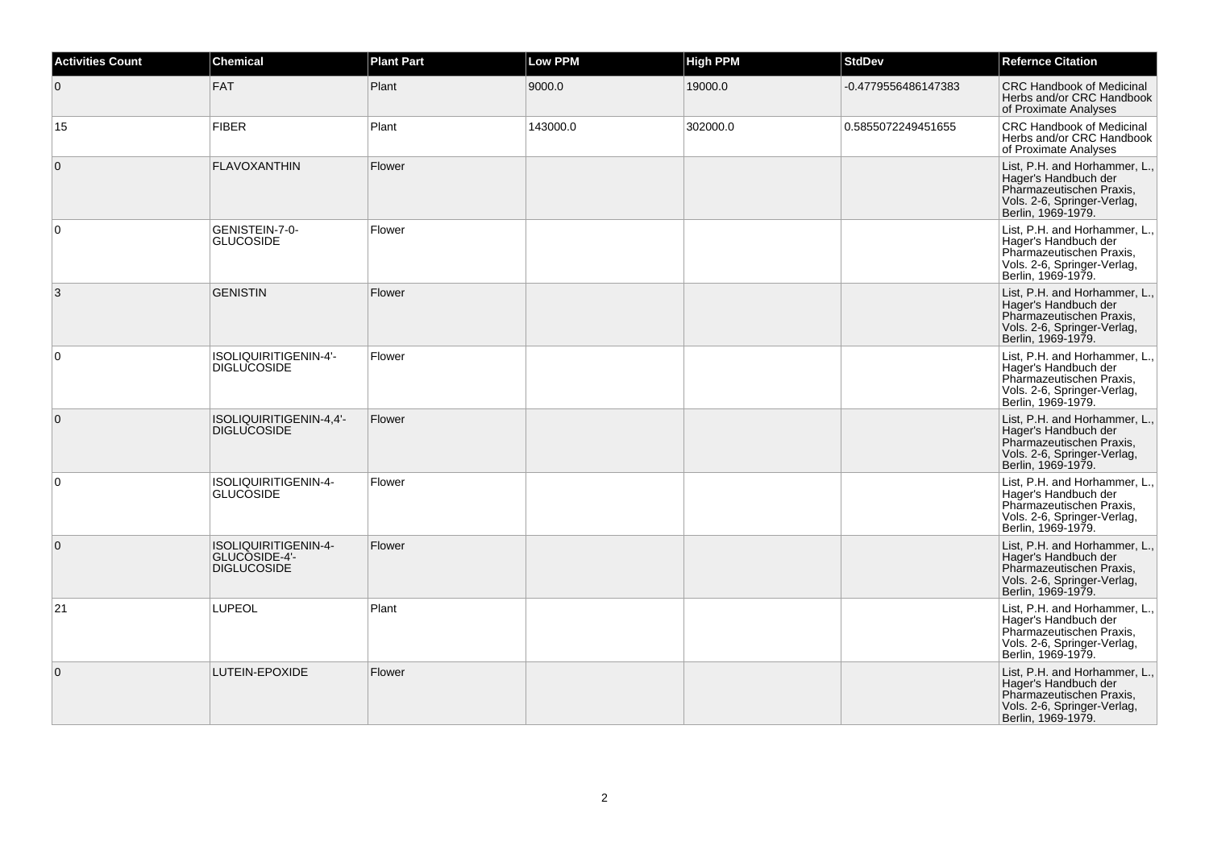| Activities Count | Chemical | Plant Part | Low PPM | High PPM | StdDev | Refernce Citation |
|---|---|---|---|---|---|---|
| 0 | FAT | Plant | 9000.0 | 19000.0 | -0.4779556486147383 | CRC Handbook of Medicinal Herbs and/or CRC Handbook of Proximate Analyses |
| 15 | FIBER | Plant | 143000.0 | 302000.0 | 0.5855072249451655 | CRC Handbook of Medicinal Herbs and/or CRC Handbook of Proximate Analyses |
| 0 | FLAVOXANTHIN | Flower | | | | List, P.H. and Horhammer, L., Hager's Handbuch der Pharmazeutischen Praxis, Vols. 2-6, Springer-Verlag, Berlin, 1969-1979. |
| 0 | GENISTEIN-7-0-GLUCOSIDE | Flower | | | | List, P.H. and Horhammer, L., Hager's Handbuch der Pharmazeutischen Praxis, Vols. 2-6, Springer-Verlag, Berlin, 1969-1979. |
| 3 | GENISTIN | Flower | | | | List, P.H. and Horhammer, L., Hager's Handbuch der Pharmazeutischen Praxis, Vols. 2-6, Springer-Verlag, Berlin, 1969-1979. |
| 0 | ISOLIQUIRITIGENIN-4'-DIGLUCOSIDE | Flower | | | | List, P.H. and Horhammer, L., Hager's Handbuch der Pharmazeutischen Praxis, Vols. 2-6, Springer-Verlag, Berlin, 1969-1979. |
| 0 | ISOLIQUIRITIGENIN-4,4'-DIGLUCOSIDE | Flower | | | | List, P.H. and Horhammer, L., Hager's Handbuch der Pharmazeutischen Praxis, Vols. 2-6, Springer-Verlag, Berlin, 1969-1979. |
| 0 | ISOLIQUIRITIGENIN-4-GLUCOSIDE | Flower | | | | List, P.H. and Horhammer, L., Hager's Handbuch der Pharmazeutischen Praxis, Vols. 2-6, Springer-Verlag, Berlin, 1969-1979. |
| 0 | ISOLIQUIRITIGENIN-4-GLUCOSIDE-4'-DIGLUCOSIDE | Flower | | | | List, P.H. and Horhammer, L., Hager's Handbuch der Pharmazeutischen Praxis, Vols. 2-6, Springer-Verlag, Berlin, 1969-1979. |
| 21 | LUPEOL | Plant | | | | List, P.H. and Horhammer, L., Hager's Handbuch der Pharmazeutischen Praxis, Vols. 2-6, Springer-Verlag, Berlin, 1969-1979. |
| 0 | LUTEIN-EPOXIDE | Flower | | | | List, P.H. and Horhammer, L., Hager's Handbuch der Pharmazeutischen Praxis, Vols. 2-6, Springer-Verlag, Berlin, 1969-1979. |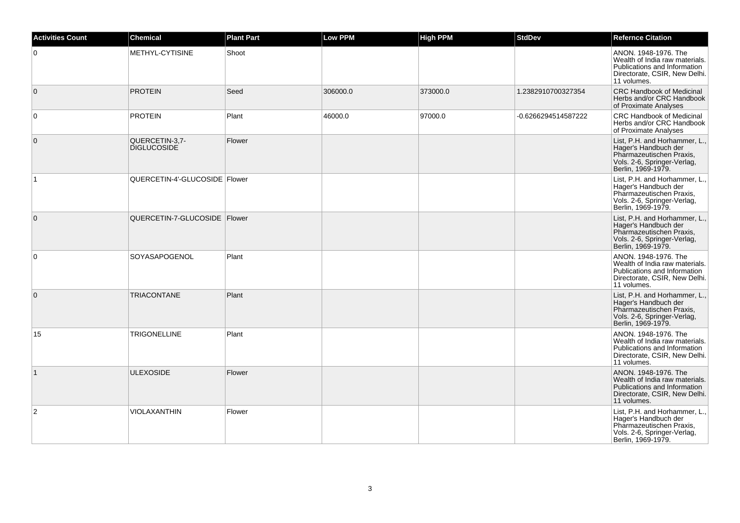| Activities Count | Chemical | Plant Part | Low PPM | High PPM | StdDev | Refernce Citation |
| --- | --- | --- | --- | --- | --- | --- |
| 0 | METHYL-CYTISINE | Shoot | | | | ANON. 1948-1976. The Wealth of India raw materials. Publications and Information Directorate, CSIR, New Delhi. 11 volumes. |
| 0 | PROTEIN | Seed | 306000.0 | 373000.0 | 1.2382910700327354 | CRC Handbook of Medicinal Herbs and/or CRC Handbook of Proximate Analyses |
| 0 | PROTEIN | Plant | 46000.0 | 97000.0 | -0.6266294514587222 | CRC Handbook of Medicinal Herbs and/or CRC Handbook of Proximate Analyses |
| 0 | QUERCETIN-3,7-DIGLUCOSIDE | Flower | | | | List, P.H. and Horhammer, L., Hager's Handbuch der Pharmazeutischen Praxis, Vols. 2-6, Springer-Verlag, Berlin, 1969-1979. |
| 1 | QUERCETIN-4'-GLUCOSIDE | Flower | | | | List, P.H. and Horhammer, L., Hager's Handbuch der Pharmazeutischen Praxis, Vols. 2-6, Springer-Verlag, Berlin, 1969-1979. |
| 0 | QUERCETIN-7-GLUCOSIDE | Flower | | | | List, P.H. and Horhammer, L., Hager's Handbuch der Pharmazeutischen Praxis, Vols. 2-6, Springer-Verlag, Berlin, 1969-1979. |
| 0 | SOYASAPOGENOL | Plant | | | | ANON. 1948-1976. The Wealth of India raw materials. Publications and Information Directorate, CSIR, New Delhi. 11 volumes. |
| 0 | TRIACONTANE | Plant | | | | List, P.H. and Horhammer, L., Hager's Handbuch der Pharmazeutischen Praxis, Vols. 2-6, Springer-Verlag, Berlin, 1969-1979. |
| 15 | TRIGONELLINE | Plant | | | | ANON. 1948-1976. The Wealth of India raw materials. Publications and Information Directorate, CSIR, New Delhi. 11 volumes. |
| 1 | ULEXOSIDE | Flower | | | | ANON. 1948-1976. The Wealth of India raw materials. Publications and Information Directorate, CSIR, New Delhi. 11 volumes. |
| 2 | VIOLAXANTHIN | Flower | | | | List, P.H. and Horhammer, L., Hager's Handbuch der Pharmazeutischen Praxis, Vols. 2-6, Springer-Verlag, Berlin, 1969-1979. |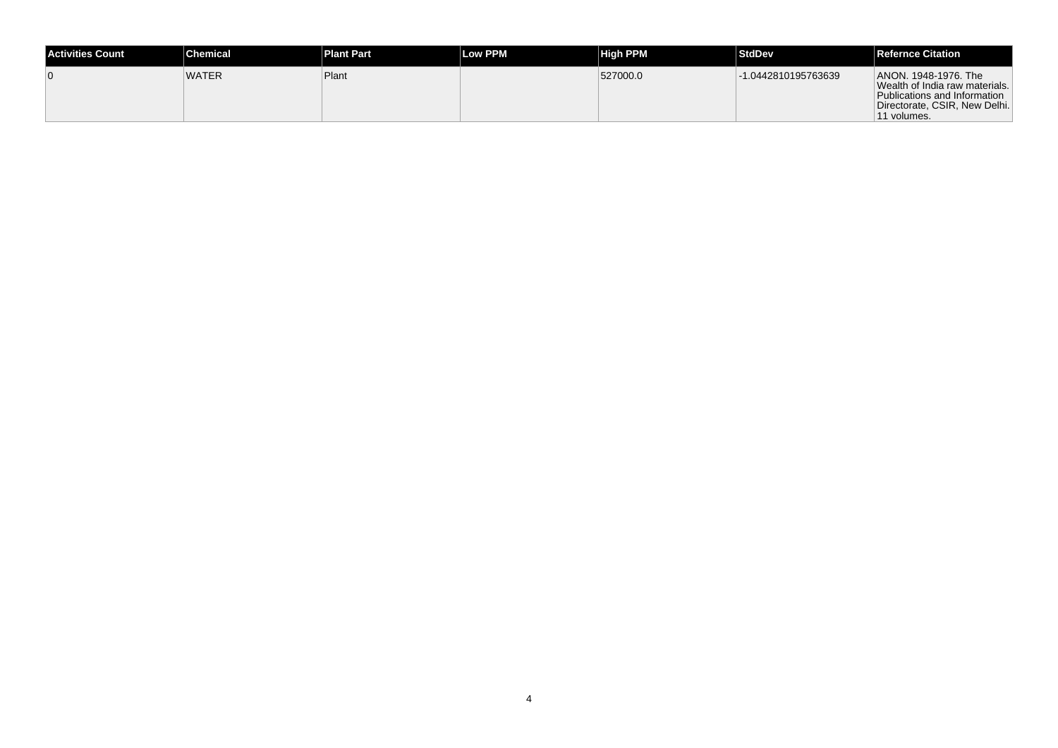| Activities Count | Chemical | Plant Part | Low PPM | High PPM | StdDev | Refernce Citation |
| --- | --- | --- | --- | --- | --- | --- |
| 0 | WATER | Plant | | 527000.0 | -1.0442810195763639 | ANON. 1948-1976. The Wealth of India raw materials. Publications and Information Directorate, CSIR, New Delhi. 11 volumes. |